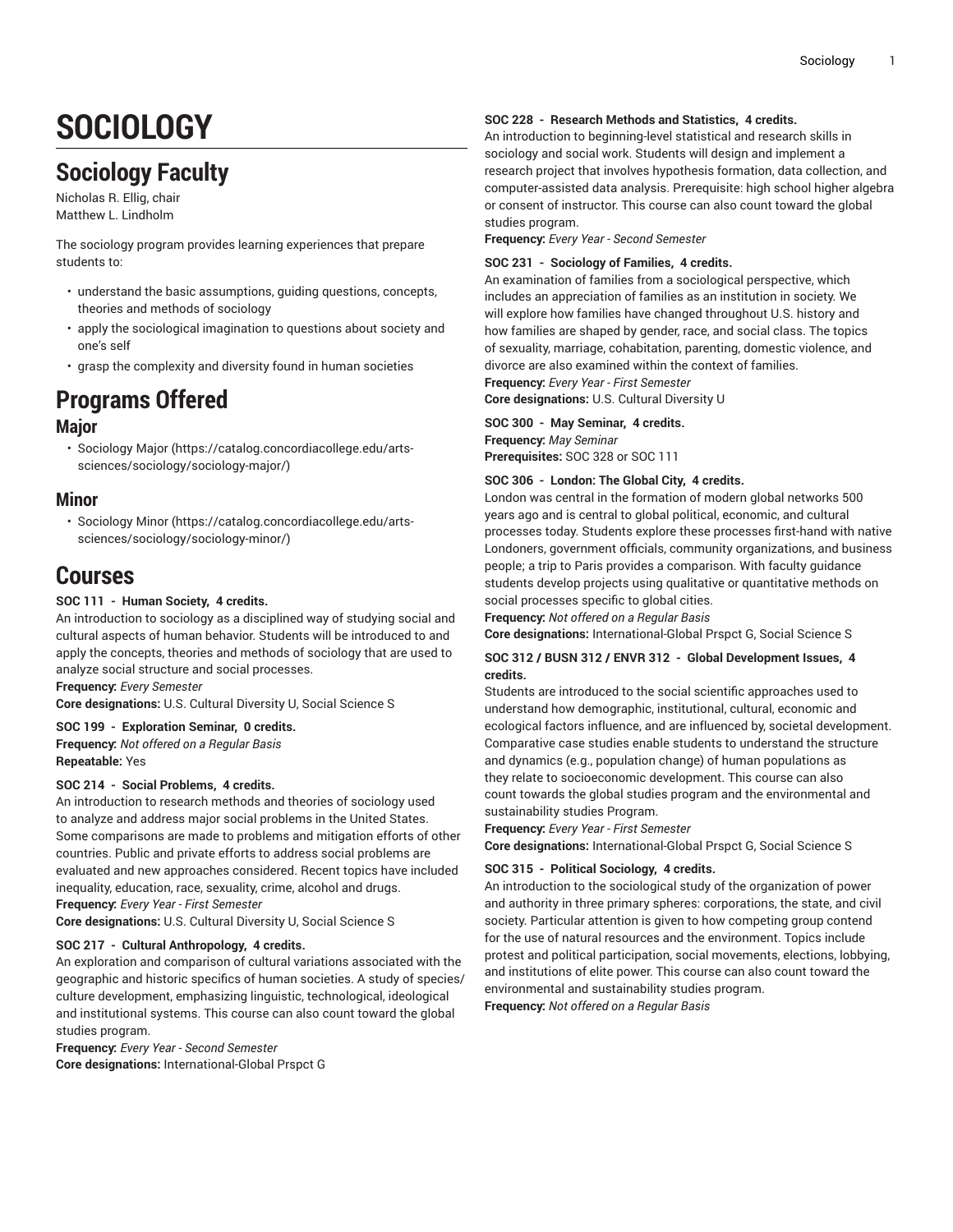# SOCIOLOGY

## Sociology Faculty

Nicholas R. Ellig, chair
Matthew L. Lindholm

The sociology program provides learning experiences that prepare students to:

- understand the basic assumptions, guiding questions, concepts, theories and methods of sociology
- apply the sociological imagination to questions about society and one's self
- grasp the complexity and diversity found in human societies

## Programs Offered

### Major

- Sociology Major (https://catalog.concordiacollege.edu/arts-sciences/sociology/sociology-major/)

### Minor

- Sociology Minor (https://catalog.concordiacollege.edu/arts-sciences/sociology/sociology-minor/)

## Courses

**SOC 111 - Human Society, 4 credits.**
An introduction to sociology as a disciplined way of studying social and cultural aspects of human behavior. Students will be introduced to and apply the concepts, theories and methods of sociology that are used to analyze social structure and social processes.
**Frequency:** *Every Semester*
**Core designations:** U.S. Cultural Diversity U, Social Science S

**SOC 199 - Exploration Seminar, 0 credits.**
**Frequency:** *Not offered on a Regular Basis*
**Repeatable:** Yes

**SOC 214 - Social Problems, 4 credits.**
An introduction to research methods and theories of sociology used to analyze and address major social problems in the United States. Some comparisons are made to problems and mitigation efforts of other countries. Public and private efforts to address social problems are evaluated and new approaches considered. Recent topics have included inequality, education, race, sexuality, crime, alcohol and drugs.
**Frequency:** *Every Year - First Semester*
**Core designations:** U.S. Cultural Diversity U, Social Science S

**SOC 217 - Cultural Anthropology, 4 credits.**
An exploration and comparison of cultural variations associated with the geographic and historic specifics of human societies. A study of species/culture development, emphasizing linguistic, technological, ideological and institutional systems. This course can also count toward the global studies program.
**Frequency:** *Every Year - Second Semester*
**Core designations:** International-Global Prspct G

**SOC 228 - Research Methods and Statistics, 4 credits.**
An introduction to beginning-level statistical and research skills in sociology and social work. Students will design and implement a research project that involves hypothesis formation, data collection, and computer-assisted data analysis. Prerequisite: high school higher algebra or consent of instructor. This course can also count toward the global studies program.
**Frequency:** *Every Year - Second Semester*

**SOC 231 - Sociology of Families, 4 credits.**
An examination of families from a sociological perspective, which includes an appreciation of families as an institution in society. We will explore how families have changed throughout U.S. history and how families are shaped by gender, race, and social class. The topics of sexuality, marriage, cohabitation, parenting, domestic violence, and divorce are also examined within the context of families.
**Frequency:** *Every Year - First Semester*
**Core designations:** U.S. Cultural Diversity U

**SOC 300 - May Seminar, 4 credits.**
**Frequency:** *May Seminar*
**Prerequisites:** SOC 328 or SOC 111

**SOC 306 - London: The Global City, 4 credits.**
London was central in the formation of modern global networks 500 years ago and is central to global political, economic, and cultural processes today. Students explore these processes first-hand with native Londoners, government officials, community organizations, and business people; a trip to Paris provides a comparison. With faculty guidance students develop projects using qualitative or quantitative methods on social processes specific to global cities.
**Frequency:** *Not offered on a Regular Basis*
**Core designations:** International-Global Prspct G, Social Science S

**SOC 312 / BUSN 312 / ENVR 312 - Global Development Issues, 4 credits.**
Students are introduced to the social scientific approaches used to understand how demographic, institutional, cultural, economic and ecological factors influence, and are influenced by, societal development. Comparative case studies enable students to understand the structure and dynamics (e.g., population change) of human populations as they relate to socioeconomic development. This course can also count towards the global studies program and the environmental and sustainability studies Program.
**Frequency:** *Every Year - First Semester*
**Core designations:** International-Global Prspct G, Social Science S

**SOC 315 - Political Sociology, 4 credits.**
An introduction to the sociological study of the organization of power and authority in three primary spheres: corporations, the state, and civil society. Particular attention is given to how competing group contend for the use of natural resources and the environment. Topics include protest and political participation, social movements, elections, lobbying, and institutions of elite power. This course can also count toward the environmental and sustainability studies program.
**Frequency:** *Not offered on a Regular Basis*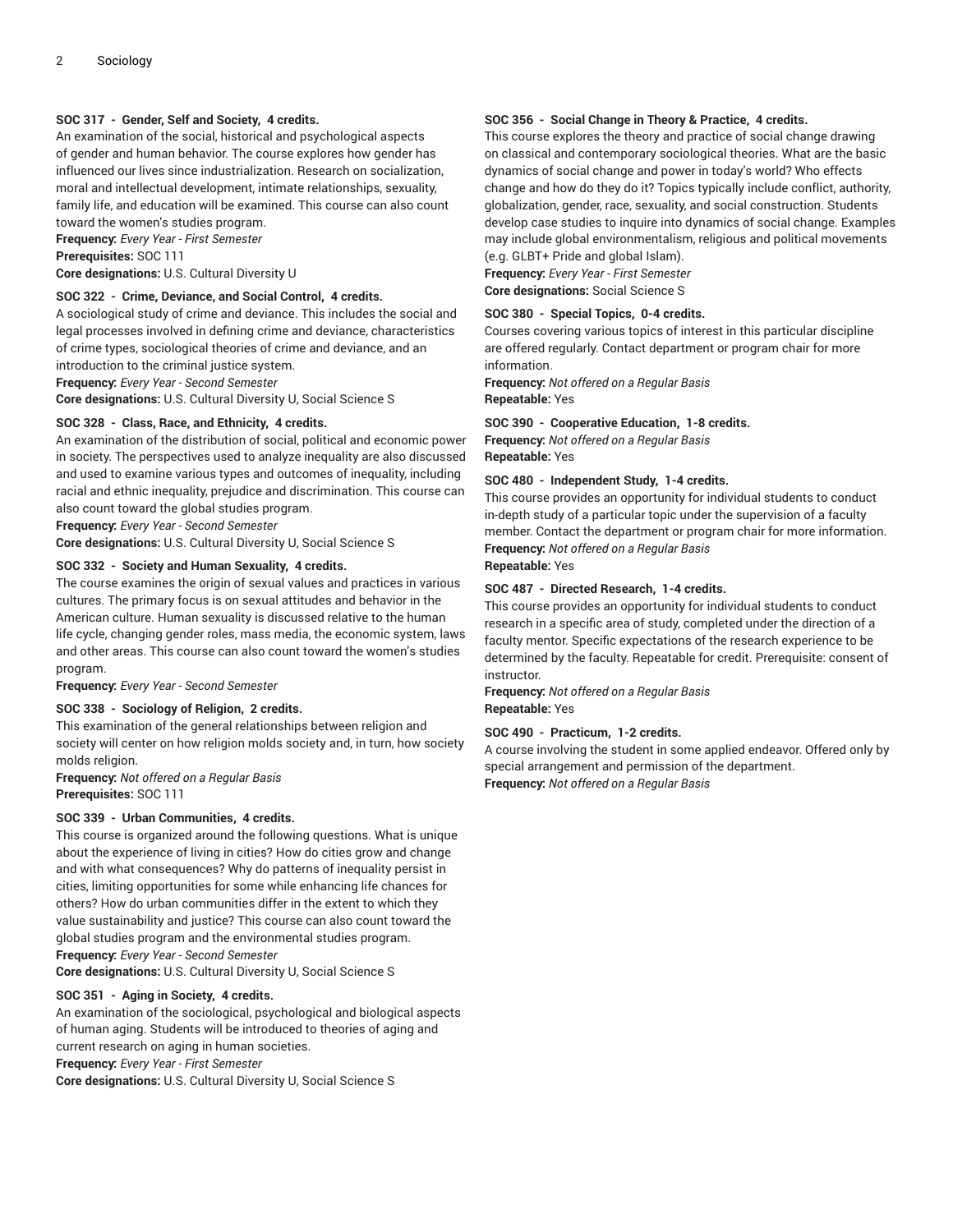#### SOC 317 - Gender, Self and Society, 4 credits.

An examination of the social, historical and psychological aspects of gender and human behavior. The course explores how gender has influenced our lives since industrialization. Research on socialization, moral and intellectual development, intimate relationships, sexuality, family life, and education will be examined. This course can also count toward the women's studies program.

**Frequency:** *Every Year - First Semester*
**Prerequisites:** SOC 111
**Core designations:** U.S. Cultural Diversity U

#### SOC 322 - Crime, Deviance, and Social Control, 4 credits.

A sociological study of crime and deviance. This includes the social and legal processes involved in defining crime and deviance, characteristics of crime types, sociological theories of crime and deviance, and an introduction to the criminal justice system.

**Frequency:** *Every Year - Second Semester*
**Core designations:** U.S. Cultural Diversity U, Social Science S

#### SOC 328 - Class, Race, and Ethnicity, 4 credits.

An examination of the distribution of social, political and economic power in society. The perspectives used to analyze inequality are also discussed and used to examine various types and outcomes of inequality, including racial and ethnic inequality, prejudice and discrimination. This course can also count toward the global studies program.

**Frequency:** *Every Year - Second Semester*
**Core designations:** U.S. Cultural Diversity U, Social Science S

#### SOC 332 - Society and Human Sexuality, 4 credits.

The course examines the origin of sexual values and practices in various cultures. The primary focus is on sexual attitudes and behavior in the American culture. Human sexuality is discussed relative to the human life cycle, changing gender roles, mass media, the economic system, laws and other areas. This course can also count toward the women's studies program.

**Frequency:** *Every Year - Second Semester*

#### SOC 338 - Sociology of Religion, 2 credits.

This examination of the general relationships between religion and society will center on how religion molds society and, in turn, how society molds religion.

**Frequency:** *Not offered on a Regular Basis*
**Prerequisites:** SOC 111

#### SOC 339 - Urban Communities, 4 credits.

This course is organized around the following questions. What is unique about the experience of living in cities? How do cities grow and change and with what consequences? Why do patterns of inequality persist in cities, limiting opportunities for some while enhancing life chances for others? How do urban communities differ in the extent to which they value sustainability and justice? This course can also count toward the global studies program and the environmental studies program.

**Frequency:** *Every Year - Second Semester*
**Core designations:** U.S. Cultural Diversity U, Social Science S

#### SOC 351 - Aging in Society, 4 credits.

An examination of the sociological, psychological and biological aspects of human aging. Students will be introduced to theories of aging and current research on aging in human societies.

**Frequency:** *Every Year - First Semester*
**Core designations:** U.S. Cultural Diversity U, Social Science S

#### SOC 356 - Social Change in Theory & Practice, 4 credits.

This course explores the theory and practice of social change drawing on classical and contemporary sociological theories. What are the basic dynamics of social change and power in today's world? Who effects change and how do they do it? Topics typically include conflict, authority, globalization, gender, race, sexuality, and social construction. Students develop case studies to inquire into dynamics of social change. Examples may include global environmentalism, religious and political movements (e.g. GLBT+ Pride and global Islam).

**Frequency:** *Every Year - First Semester*
**Core designations:** Social Science S

#### SOC 380 - Special Topics, 0-4 credits.

Courses covering various topics of interest in this particular discipline are offered regularly. Contact department or program chair for more information.

**Frequency:** *Not offered on a Regular Basis*
**Repeatable:** Yes

#### SOC 390 - Cooperative Education, 1-8 credits.

**Frequency:** *Not offered on a Regular Basis*
**Repeatable:** Yes

#### SOC 480 - Independent Study, 1-4 credits.

This course provides an opportunity for individual students to conduct in-depth study of a particular topic under the supervision of a faculty member. Contact the department or program chair for more information.

**Frequency:** *Not offered on a Regular Basis*
**Repeatable:** Yes

#### SOC 487 - Directed Research, 1-4 credits.

This course provides an opportunity for individual students to conduct research in a specific area of study, completed under the direction of a faculty mentor. Specific expectations of the research experience to be determined by the faculty. Repeatable for credit. Prerequisite: consent of instructor.

**Frequency:** *Not offered on a Regular Basis*
**Repeatable:** Yes

#### SOC 490 - Practicum, 1-2 credits.

A course involving the student in some applied endeavor. Offered only by special arrangement and permission of the department.

**Frequency:** *Not offered on a Regular Basis*